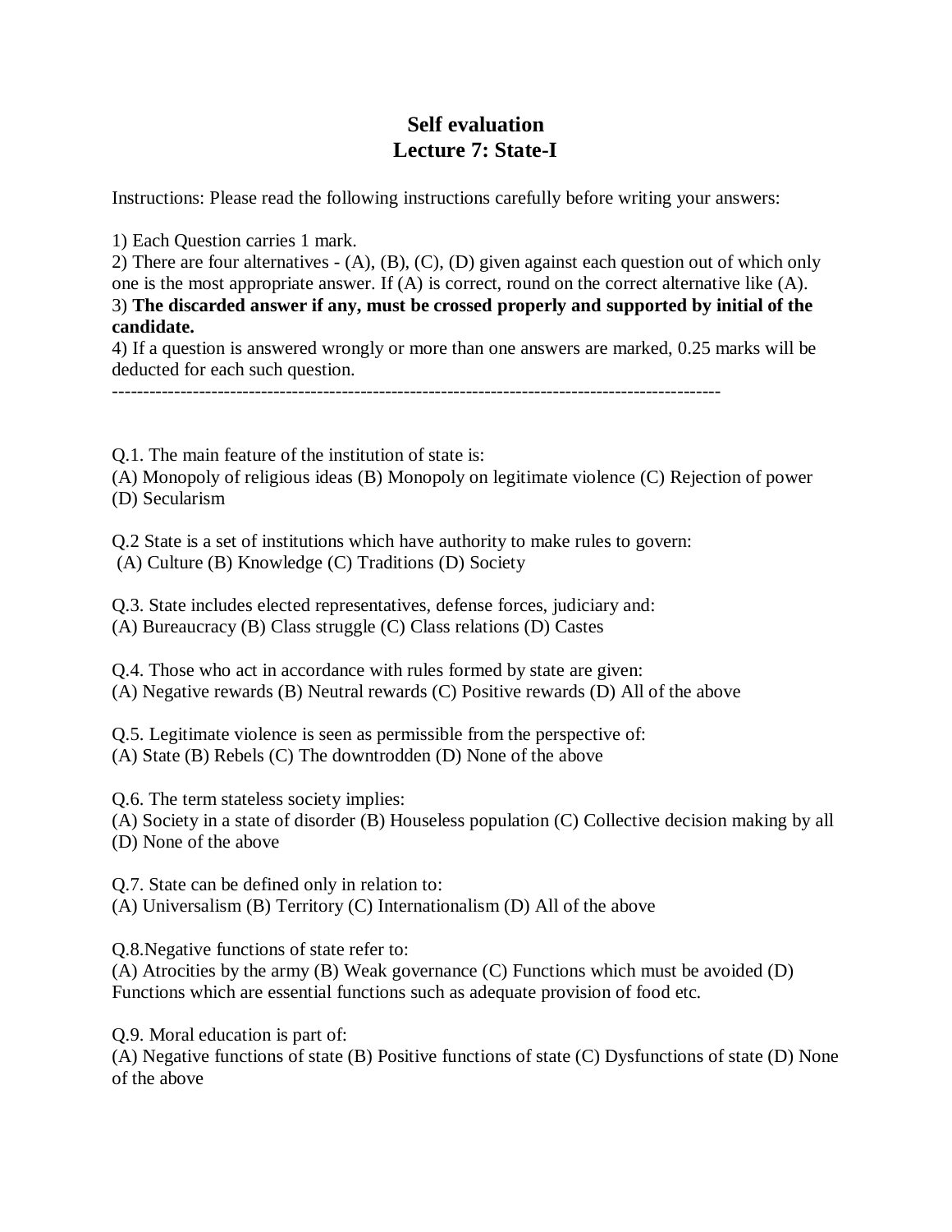# Self evaluation
# Lecture 7: State-I

Instructions: Please read the following instructions carefully before writing your answers:

1) Each Question carries 1 mark.
2) There are four alternatives - (A), (B), (C), (D) given against each question out of which only one is the most appropriate answer. If (A) is correct, round on the correct alternative like (A).
3) **The discarded answer if any, must be crossed properly and supported by initial of the candidate.**
4) If a question is answered wrongly or more than one answers are marked, 0.25 marks will be deducted for each such question.

---

Q.1. The main feature of the institution of state is:
(A) Monopoly of religious ideas (B) Monopoly on legitimate violence (C) Rejection of power (D) Secularism

Q.2 State is a set of institutions which have authority to make rules to govern:
(A) Culture (B) Knowledge (C) Traditions (D) Society

Q.3. State includes elected representatives, defense forces, judiciary and:
(A) Bureaucracy (B) Class struggle (C) Class relations (D) Castes

Q.4. Those who act in accordance with rules formed by state are given:
(A) Negative rewards (B) Neutral rewards (C) Positive rewards (D) All of the above

Q.5. Legitimate violence is seen as permissible from the perspective of:
(A) State (B) Rebels (C) The downtrodden (D) None of the above

Q.6. The term stateless society implies:
(A) Society in a state of disorder (B) Houseless population (C) Collective decision making by all (D) None of the above

Q.7. State can be defined only in relation to:
(A) Universalism (B) Territory (C) Internationalism (D) All of the above

Q.8.Negative functions of state refer to:
(A) Atrocities by the army (B) Weak governance (C) Functions which must be avoided (D) Functions which are essential functions such as adequate provision of food etc.

Q.9. Moral education is part of:
(A) Negative functions of state (B) Positive functions of state (C) Dysfunctions of state (D) None of the above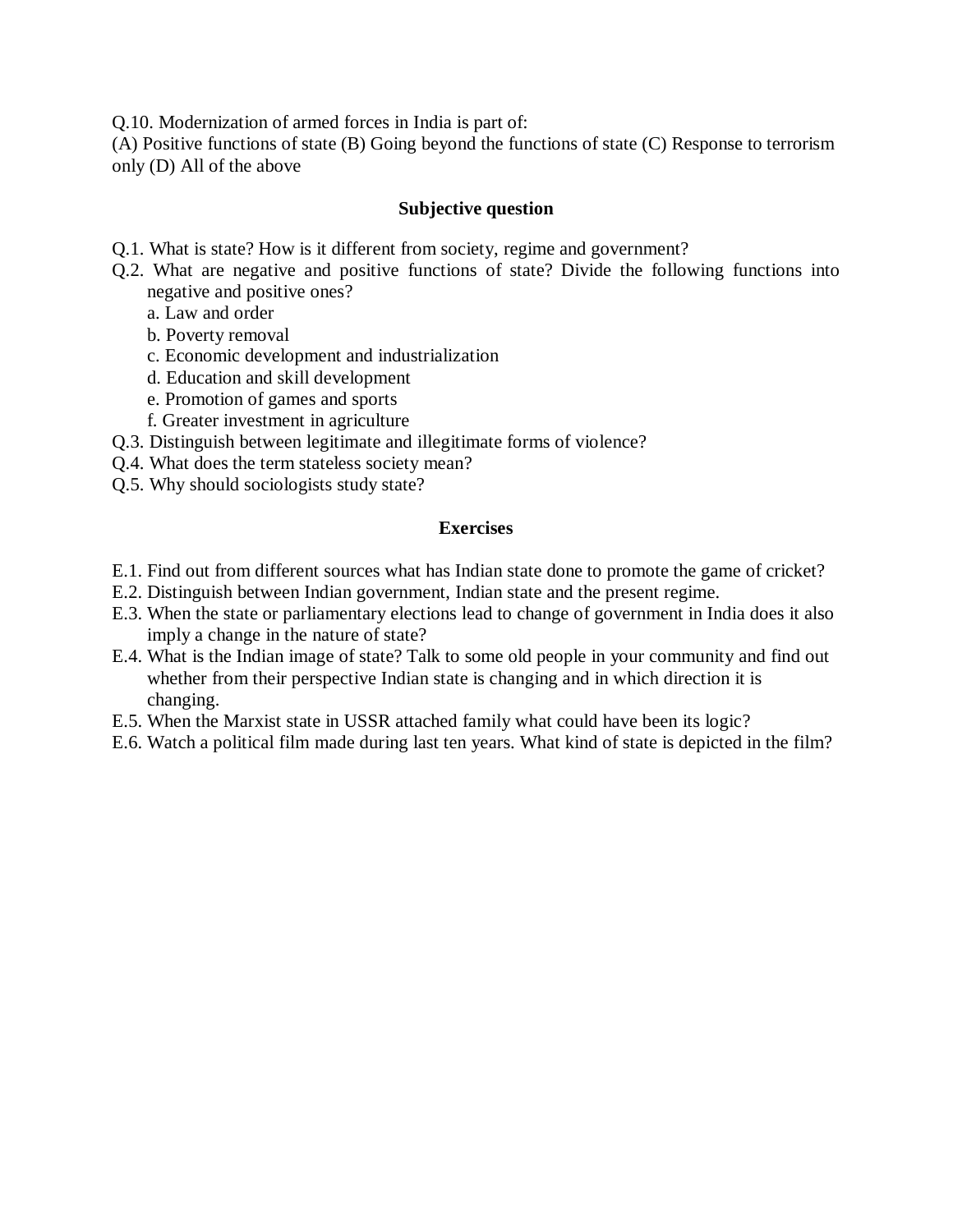Q.10. Modernization of armed forces in India is part of:
(A) Positive functions of state (B) Going beyond the functions of state (C) Response to terrorism only (D) All of the above

## Subjective question

Q.1. What is state? How is it different from society, regime and government?

Q.2. What are negative and positive functions of state? Divide the following functions into negative and positive ones?

a. Law and order
b. Poverty removal
c. Economic development and industrialization
d. Education and skill development
e. Promotion of games and sports
f. Greater investment in agriculture

Q.3. Distinguish between legitimate and illegitimate forms of violence?

Q.4. What does the term stateless society mean?

Q.5. Why should sociologists study state?

## Exercises

E.1. Find out from different sources what has Indian state done to promote the game of cricket?

E.2. Distinguish between Indian government, Indian state and the present regime.

E.3. When the state or parliamentary elections lead to change of government in India does it also imply a change in the nature of state?

E.4. What is the Indian image of state? Talk to some old people in your community and find out whether from their perspective Indian state is changing and in which direction it is changing.

E.5. When the Marxist state in USSR attached family what could have been its logic?

E.6. Watch a political film made during last ten years. What kind of state is depicted in the film?